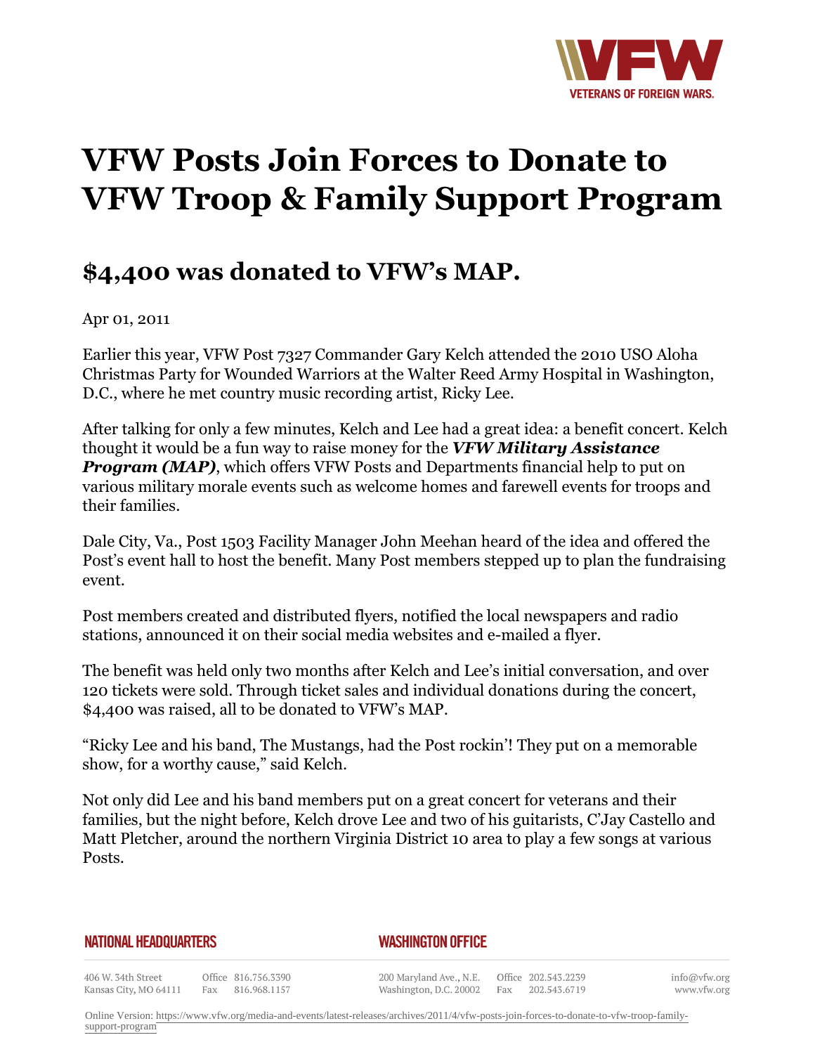# VFW Posts Join Forces to Donate to VFW Troop & Family Support Program

## $4,400 was donated to VFW's MAP.

Apr 01, 2011

Earlier this year, VFW Post 7327 Commander Gary Kelch attended the 2010 USO Aloha Christmas Party for Wounded Warriors at the Walter Reed Army Hospital in Washington, D.C., where he met country music recording artist, Ricky Lee.

After talking for only a few minutes, Kelch and Lee had a great idea: a benefit concert. Kelch thought it would be a fun way to raise money for the ***VFW Military Assistance Program (MAP)***, which offers VFW Posts and Departments financial help to put on various military morale events such as welcome homes and farewell events for troops and their families.

Dale City, Va., Post 1503 Facility Manager John Meehan heard of the idea and offered the Post's event hall to host the benefit. Many Post members stepped up to plan the fundraising event.

Post members created and distributed flyers, notified the local newspapers and radio stations, announced it on their social media websites and e-mailed a flyer.

The benefit was held only two months after Kelch and Lee's initial conversation, and over 120 tickets were sold. Through ticket sales and individual donations during the concert, $4,400 was raised, all to be donated to VFW's MAP.

"Ricky Lee and his band, The Mustangs, had the Post rockin'! They put on a memorable show, for a worthy cause," said Kelch.

Not only did Lee and his band members put on a great concert for veterans and their families, but the night before, Kelch drove Lee and two of his guitarists, C'Jay Castello and Matt Pletcher, around the northern Virginia District 10 area to play a few songs at various Posts.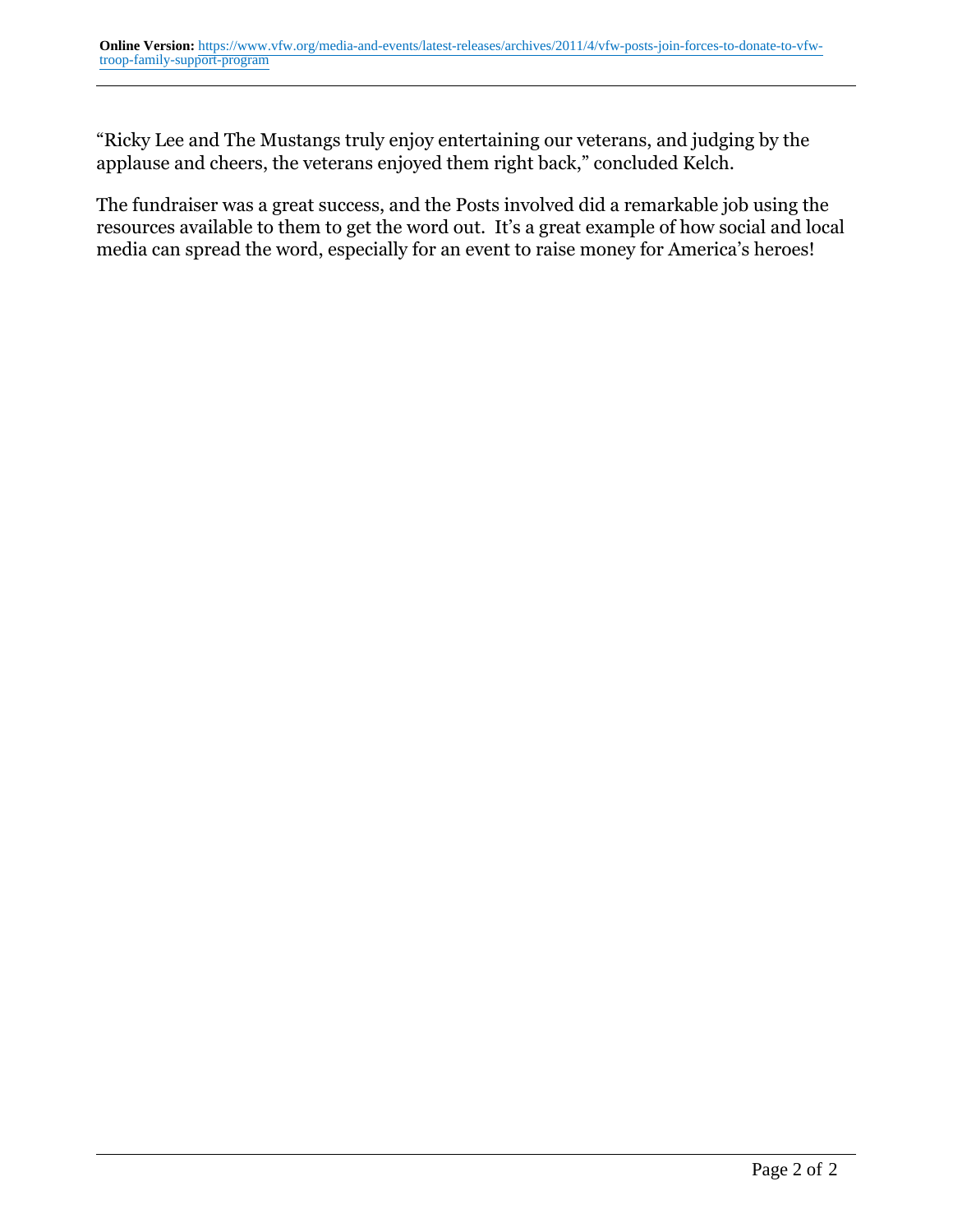“Ricky Lee and The Mustangs truly enjoy entertaining our veterans, and judging by the applause and cheers, the veterans enjoyed them right back,” concluded Kelch.

The fundraiser was a great success, and the Posts involved did a remarkable job using the resources available to them to get the word out.  It’s a great example of how social and local media can spread the word, especially for an event to raise money for America’s heroes!